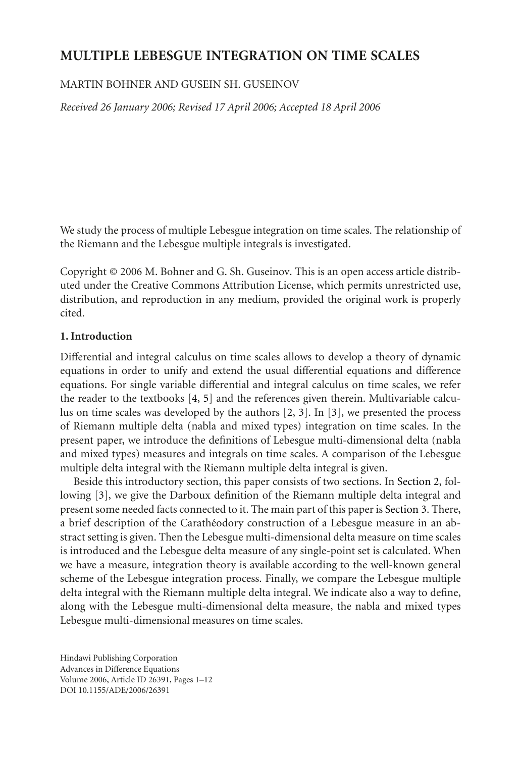# MULTIPLE LEBESGUE INTEGRATION ON TIME SCALES

MARTIN BOHNER AND GUSEIN SH. GUSEINOV

*Received 26 January 2006; Revised 17 April 2006; Accepted 18 April 2006*

We study the process of multiple Lebesgue integration on time scales. The relationship of the Riemann and the Lebesgue multiple integrals is investigated.

Copyright © 2006 M. Bohner and G. Sh. Guseinov. This is an open access article distributed under the Creative Commons Attribution License, which permits unrestricted use, distribution, and reproduction in any medium, provided the original work is properly cited.

## 1. Introduction

Differential and integral calculus on time scales allows to develop a theory of dynamic equations in order to unify and extend the usual differential equations and difference equations. For single variable differential and integral calculus on time scales, we refer the reader to the textbooks [4, 5] and the references given therein. Multivariable calculus on time scales was developed by the authors [2, 3]. In [3], we presented the process of Riemann multiple delta (nabla and mixed types) integration on time scales. In the present paper, we introduce the definitions of Lebesgue multi-dimensional delta (nabla and mixed types) measures and integrals on time scales. A comparison of the Lebesgue multiple delta integral with the Riemann multiple delta integral is given.

Beside this introductory section, this paper consists of two sections. In Section 2, following [3], we give the Darboux definition of the Riemann multiple delta integral and present some needed facts connected to it. The main part of this paper is Section 3. There, a brief description of the Carathéodory construction of a Lebesgue measure in an abstract setting is given. Then the Lebesgue multi-dimensional delta measure on time scales is introduced and the Lebesgue delta measure of any single-point set is calculated. When we have a measure, integration theory is available according to the well-known general scheme of the Lebesgue integration process. Finally, we compare the Lebesgue multiple delta integral with the Riemann multiple delta integral. We indicate also a way to define, along with the Lebesgue multi-dimensional delta measure, the nabla and mixed types Lebesgue multi-dimensional measures on time scales.

Hindawi Publishing Corporation
Advances in Difference Equations
Volume 2006, Article ID 26391, Pages 1–12
DOI 10.1155/ADE/2006/26391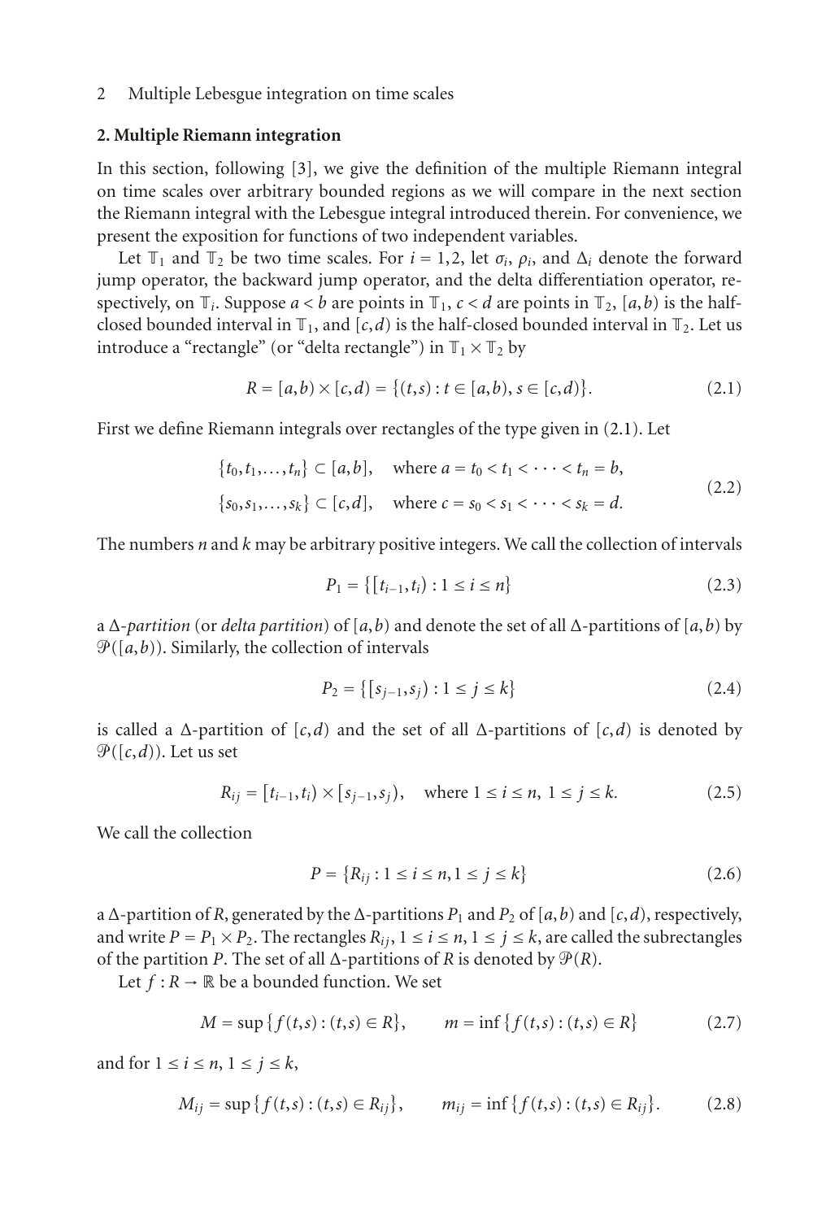## 2. Multiple Riemann integration

In this section, following [3], we give the definition of the multiple Riemann integral on time scales over arbitrary bounded regions as we will compare in the next section the Riemann integral with the Lebesgue integral introduced therein. For convenience, we present the exposition for functions of two independent variables.

Let $\mathbb{T}_1$ and $\mathbb{T}_2$ be two time scales. For $i = 1,2$, let $\sigma_i$, $\rho_i$, and $\Delta_i$ denote the forward jump operator, the backward jump operator, and the delta differentiation operator, respectively, on $\mathbb{T}_i$. Suppose $a < b$ are points in $\mathbb{T}_1$, $c < d$ are points in $\mathbb{T}_2$, $[a,b)$ is the half-closed bounded interval in $\mathbb{T}_1$, and $[c,d)$ is the half-closed bounded interval in $\mathbb{T}_2$. Let us introduce a "rectangle" (or "delta rectangle") in $\mathbb{T}_1 \times \mathbb{T}_2$ by

$$R = [a,b) \times [c,d) = \{(t,s) : t \in [a,b),\ s \in [c,d)\}. \tag{2.1}$$

First we define Riemann integrals over rectangles of the type given in (2.1). Let

$$\begin{aligned} &\{t_0, t_1, \ldots, t_n\} \subset [a,b], \quad \text{where } a = t_0 < t_1 < \cdots < t_n = b, \\ &\{s_0, s_1, \ldots, s_k\} \subset [c,d], \quad \text{where } c = s_0 < s_1 < \cdots < s_k = d. \end{aligned} \tag{2.2}$$

The numbers $n$ and $k$ may be arbitrary positive integers. We call the collection of intervals

$$P_1 = \{[t_{i-1}, t_i) : 1 \le i \le n\} \tag{2.3}$$

a $\Delta$-*partition* (or *delta partition*) of $[a,b)$ and denote the set of all $\Delta$-partitions of $[a,b)$ by $\mathcal{P}([a,b))$. Similarly, the collection of intervals

$$P_2 = \{[s_{j-1}, s_j) : 1 \le j \le k\} \tag{2.4}$$

is called a $\Delta$-partition of $[c,d)$ and the set of all $\Delta$-partitions of $[c,d)$ is denoted by $\mathcal{P}([c,d))$. Let us set

$$R_{ij} = [t_{i-1}, t_i) \times [s_{j-1}, s_j), \quad \text{where } 1 \le i \le n,\ 1 \le j \le k. \tag{2.5}$$

We call the collection

$$P = \{R_{ij} : 1 \le i \le n, 1 \le j \le k\} \tag{2.6}$$

a $\Delta$-partition of $R$, generated by the $\Delta$-partitions $P_1$ and $P_2$ of $[a,b)$ and $[c,d)$, respectively, and write $P = P_1 \times P_2$. The rectangles $R_{ij}$, $1 \le i \le n$, $1 \le j \le k$, are called the subrectangles of the partition $P$. The set of all $\Delta$-partitions of $R$ is denoted by $\mathcal{P}(R)$.

Let $f : R \to \mathbb{R}$ be a bounded function. We set

$$M = \sup\{f(t,s) : (t,s) \in R\}, \qquad m = \inf\{f(t,s) : (t,s) \in R\} \tag{2.7}$$

and for $1 \le i \le n$, $1 \le j \le k$,

$$M_{ij} = \sup\{f(t,s) : (t,s) \in R_{ij}\}, \qquad m_{ij} = \inf\{f(t,s) : (t,s) \in R_{ij}\}. \tag{2.8}$$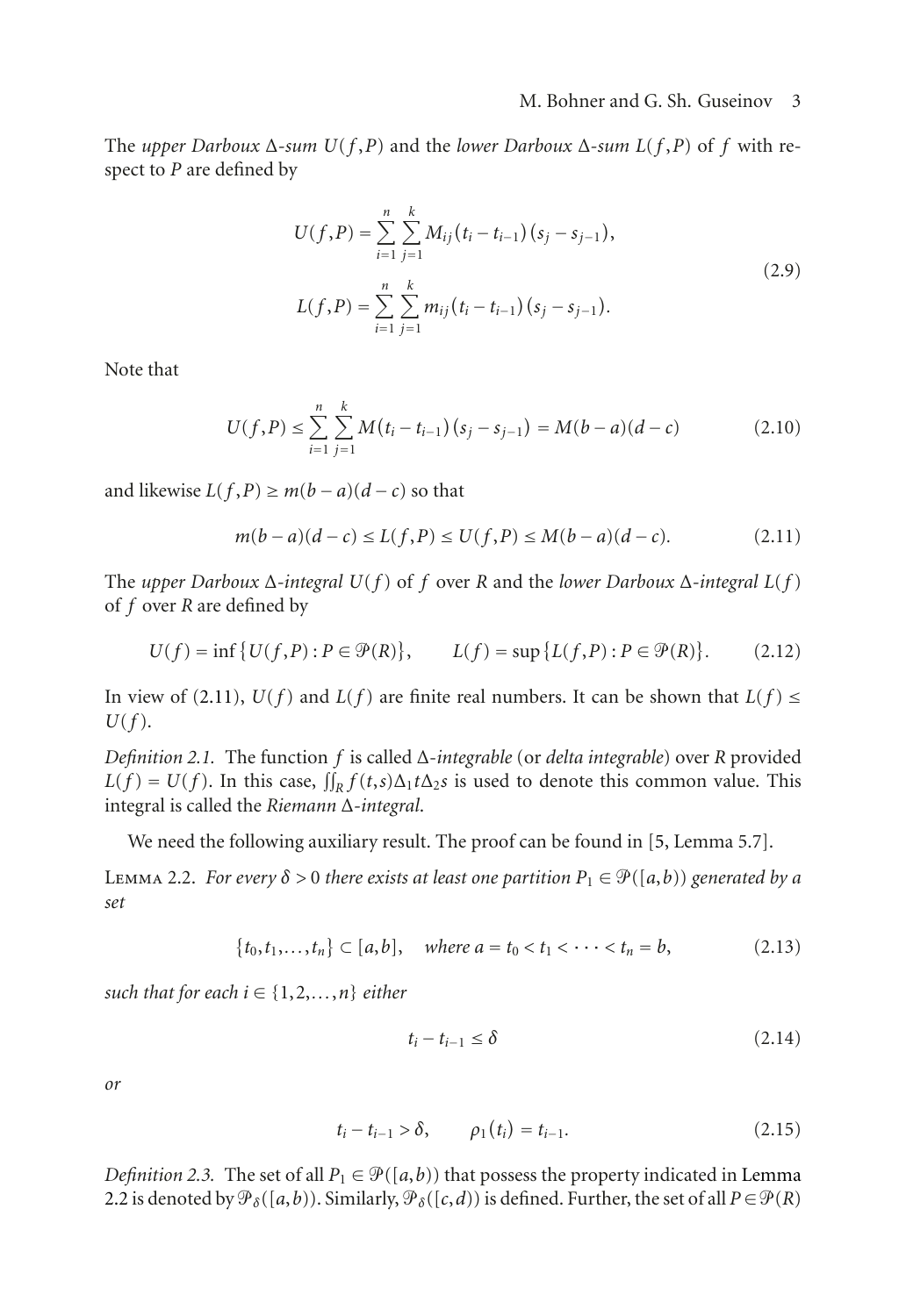The *upper Darboux* $\Delta$*-sum* $U(f,P)$ and the *lower Darboux* $\Delta$*-sum* $L(f,P)$ of $f$ with respect to $P$ are defined by

$$
\begin{aligned}
U(f,P) &= \sum_{i=1}^{n}\sum_{j=1}^{k} M_{ij}(t_i - t_{i-1})(s_j - s_{j-1}), \\
L(f,P) &= \sum_{i=1}^{n}\sum_{j=1}^{k} m_{ij}(t_i - t_{i-1})(s_j - s_{j-1}).
\end{aligned}
\tag{2.9}
$$

Note that

$$
U(f,P) \le \sum_{i=1}^{n}\sum_{j=1}^{k} M(t_i - t_{i-1})(s_j - s_{j-1}) = M(b-a)(d-c) \tag{2.10}
$$

and likewise $L(f,P) \ge m(b-a)(d-c)$ so that

$$
m(b-a)(d-c) \le L(f,P) \le U(f,P) \le M(b-a)(d-c). \tag{2.11}
$$

The *upper Darboux* $\Delta$*-integral* $U(f)$ of $f$ over $R$ and the *lower Darboux* $\Delta$*-integral* $L(f)$ of $f$ over $R$ are defined by

$$
U(f) = \inf\{U(f,P) : P \in \mathcal{P}(R)\}, \qquad L(f) = \sup\{L(f,P) : P \in \mathcal{P}(R)\}. \tag{2.12}
$$

In view of (2.11), $U(f)$ and $L(f)$ are finite real numbers. It can be shown that $L(f) \le U(f)$.

*Definition 2.1.* The function $f$ is called $\Delta$*-integrable* (or *delta integrable*) over $R$ provided $L(f) = U(f)$. In this case, $\iint_R f(t,s)\Delta_1 t\Delta_2 s$ is used to denote this common value. This integral is called the *Riemann* $\Delta$*-integral*.

We need the following auxiliary result. The proof can be found in [5, Lemma 5.7].

Lemma 2.2. *For every* $\delta > 0$ *there exists at least one partition* $P_1 \in \mathcal{P}([a,b))$ *generated by a set*

$$
\{t_0, t_1, \ldots, t_n\} \subset [a,b], \quad \text{where } a = t_0 < t_1 < \cdots < t_n = b, \tag{2.13}
$$

*such that for each* $i \in \{1,2,\ldots,n\}$ *either*

$$
t_i - t_{i-1} \le \delta \tag{2.14}
$$

*or*

$$
t_i - t_{i-1} > \delta, \qquad \rho_1(t_i) = t_{i-1}. \tag{2.15}
$$

*Definition 2.3.* The set of all $P_1 \in \mathcal{P}([a,b))$ that possess the property indicated in Lemma 2.2 is denoted by $\mathcal{P}_\delta([a,b))$. Similarly, $\mathcal{P}_\delta([c,d))$ is defined. Further, the set of all $P \in \mathcal{P}(R)$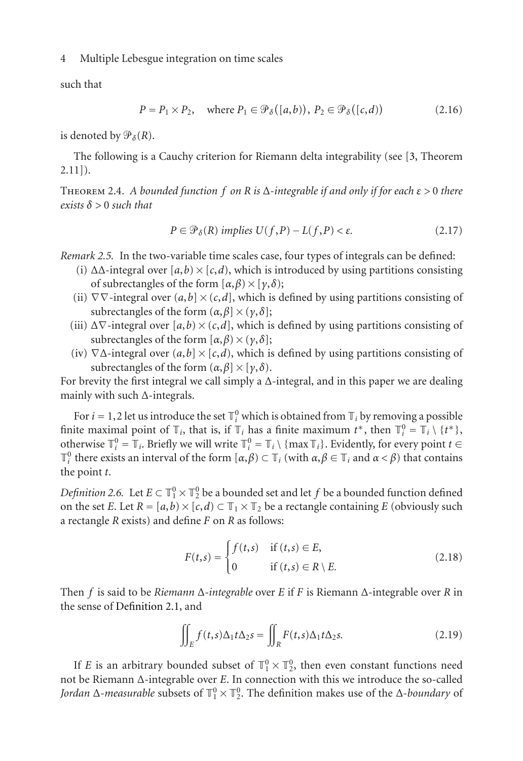such that

$$P = P_1 \times P_2, \quad \text{where } P_1 \in \mathcal{P}_\delta([a,b)),\ P_2 \in \mathcal{P}_\delta([c,d)) \tag{2.16}$$

is denoted by $\mathcal{P}_\delta(R)$.

The following is a Cauchy criterion for Riemann delta integrability (see [3, Theorem 2.11]).

Theorem 2.4. *A bounded function $f$ on $R$ is $\Delta$-integrable if and only if for each $\varepsilon > 0$ there exists $\delta > 0$ such that*

$$P \in \mathcal{P}_\delta(R) \text{ implies } U(f,P) - L(f,P) < \varepsilon. \tag{2.17}$$

*Remark 2.5.* In the two-variable time scales case, four types of integrals can be defined:

(i) $\Delta\Delta$-integral over $[a,b) \times [c,d)$, which is introduced by using partitions consisting of subrectangles of the form $[\alpha,\beta) \times [\gamma,\delta)$;

(ii) $\nabla\nabla$-integral over $(a,b] \times (c,d]$, which is defined by using partitions consisting of subrectangles of the form $(\alpha,\beta] \times (\gamma,\delta]$;

(iii) $\Delta\nabla$-integral over $[a,b) \times (c,d]$, which is defined by using partitions consisting of subrectangles of the form $[\alpha,\beta) \times (\gamma,\delta]$;

(iv) $\nabla\Delta$-integral over $(a,b] \times [c,d)$, which is defined by using partitions consisting of subrectangles of the form $(\alpha,\beta] \times [\gamma,\delta)$.

For brevity the first integral we call simply a $\Delta$-integral, and in this paper we are dealing mainly with such $\Delta$-integrals.

For $i = 1,2$ let us introduce the set $\mathbb{T}_i^0$ which is obtained from $\mathbb{T}_i$ by removing a possible finite maximal point of $\mathbb{T}_i$, that is, if $\mathbb{T}_i$ has a finite maximum $t^*$, then $\mathbb{T}_i^0 = \mathbb{T}_i \setminus \{t^*\}$, otherwise $\mathbb{T}_i^0 = \mathbb{T}_i$. Briefly we will write $\mathbb{T}_i^0 = \mathbb{T}_i \setminus \{\max \mathbb{T}_i\}$. Evidently, for every point $t \in \mathbb{T}_i^0$ there exists an interval of the form $[\alpha,\beta) \subset \mathbb{T}_i$ (with $\alpha,\beta \in \mathbb{T}_i$ and $\alpha < \beta$) that contains the point $t$.

*Definition 2.6.* Let $E \subset \mathbb{T}_1^0 \times \mathbb{T}_2^0$ be a bounded set and let $f$ be a bounded function defined on the set $E$. Let $R = [a,b) \times [c,d) \subset \mathbb{T}_1 \times \mathbb{T}_2$ be a rectangle containing $E$ (obviously such a rectangle $R$ exists) and define $F$ on $R$ as follows:

$$F(t,s) = \begin{cases} f(t,s) & \text{if } (t,s) \in E, \\ 0 & \text{if } (t,s) \in R \setminus E. \end{cases} \tag{2.18}$$

Then $f$ is said to be *Riemann $\Delta$-integrable* over $E$ if $F$ is Riemann $\Delta$-integrable over $R$ in the sense of Definition 2.1, and

$$\iint_E f(t,s)\Delta_1 t \Delta_2 s = \iint_R F(t,s)\Delta_1 t \Delta_2 s. \tag{2.19}$$

If $E$ is an arbitrary bounded subset of $\mathbb{T}_1^0 \times \mathbb{T}_2^0$, then even constant functions need not be Riemann $\Delta$-integrable over $E$. In connection with this we introduce the so-called *Jordan $\Delta$-measurable* subsets of $\mathbb{T}_1^0 \times \mathbb{T}_2^0$. The definition makes use of the *$\Delta$-boundary* of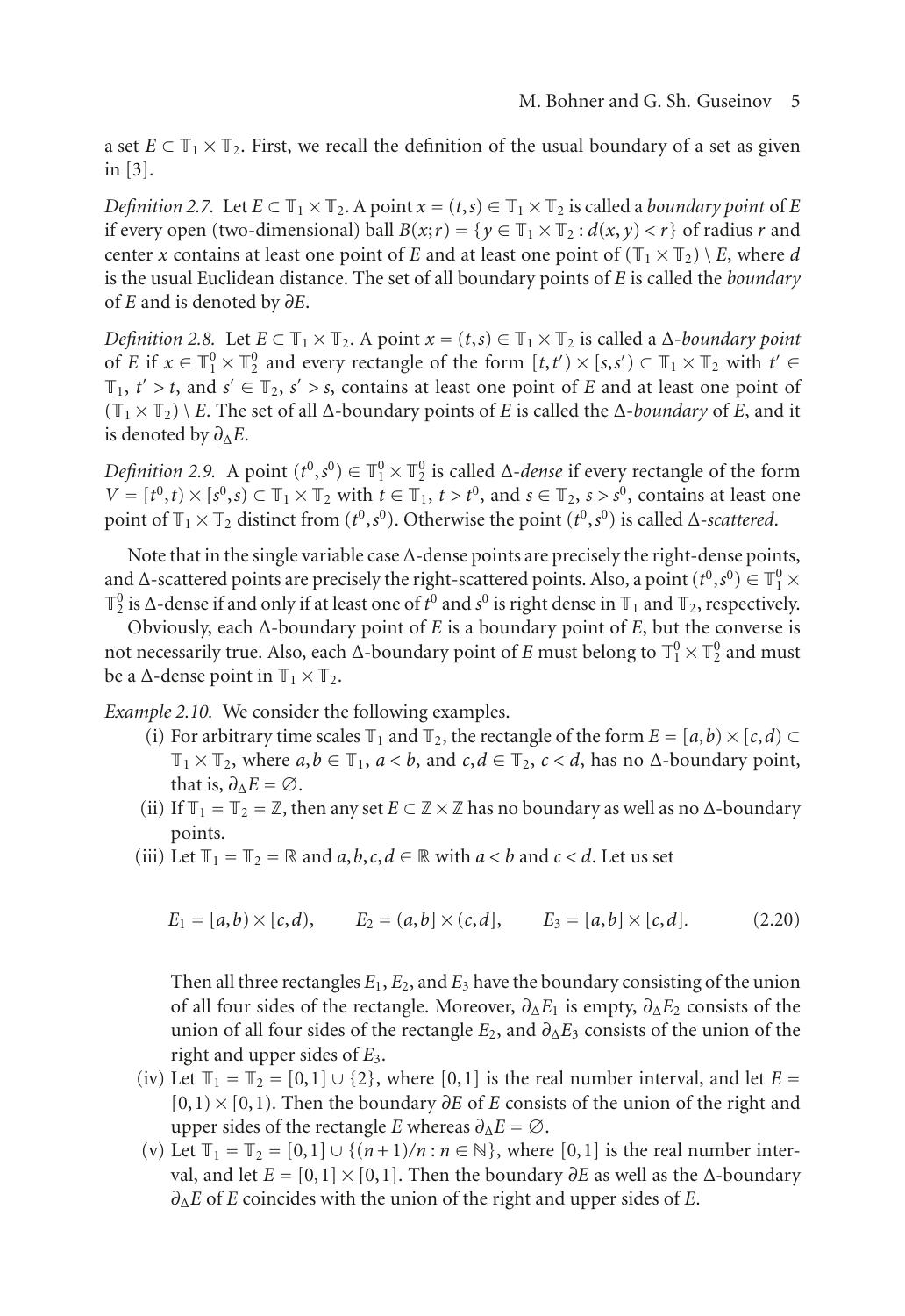a set $E \subset \mathbb{T}_1 \times \mathbb{T}_2$. First, we recall the definition of the usual boundary of a set as given in [3].

*Definition 2.7.* Let $E \subset \mathbb{T}_1 \times \mathbb{T}_2$. A point $x = (t,s) \in \mathbb{T}_1 \times \mathbb{T}_2$ is called a *boundary point* of $E$ if every open (two-dimensional) ball $B(x;r) = \{y \in \mathbb{T}_1 \times \mathbb{T}_2 : d(x,y) < r\}$ of radius $r$ and center $x$ contains at least one point of $E$ and at least one point of $(\mathbb{T}_1 \times \mathbb{T}_2) \setminus E$, where $d$ is the usual Euclidean distance. The set of all boundary points of $E$ is called the *boundary* of $E$ and is denoted by $\partial E$.

*Definition 2.8.* Let $E \subset \mathbb{T}_1 \times \mathbb{T}_2$. A point $x = (t,s) \in \mathbb{T}_1 \times \mathbb{T}_2$ is called a *$\Delta$-boundary point* of $E$ if $x \in \mathbb{T}_1^0 \times \mathbb{T}_2^0$ and every rectangle of the form $[t,t') \times [s,s') \subset \mathbb{T}_1 \times \mathbb{T}_2$ with $t' \in \mathbb{T}_1$, $t' > t$, and $s' \in \mathbb{T}_2$, $s' > s$, contains at least one point of $E$ and at least one point of $(\mathbb{T}_1 \times \mathbb{T}_2) \setminus E$. The set of all $\Delta$-boundary points of $E$ is called the *$\Delta$-boundary* of $E$, and it is denoted by $\partial_\Delta E$.

*Definition 2.9.* A point $(t^0,s^0) \in \mathbb{T}_1^0 \times \mathbb{T}_2^0$ is called *$\Delta$-dense* if every rectangle of the form $V = [t^0,t) \times [s^0,s) \subset \mathbb{T}_1 \times \mathbb{T}_2$ with $t \in \mathbb{T}_1$, $t > t^0$, and $s \in \mathbb{T}_2$, $s > s^0$, contains at least one point of $\mathbb{T}_1 \times \mathbb{T}_2$ distinct from $(t^0,s^0)$. Otherwise the point $(t^0,s^0)$ is called *$\Delta$-scattered*.

Note that in the single variable case $\Delta$-dense points are precisely the right-dense points, and $\Delta$-scattered points are precisely the right-scattered points. Also, a point $(t^0,s^0) \in \mathbb{T}_1^0 \times \mathbb{T}_2^0$ is $\Delta$-dense if and only if at least one of $t^0$ and $s^0$ is right dense in $\mathbb{T}_1$ and $\mathbb{T}_2$, respectively.

Obviously, each $\Delta$-boundary point of $E$ is a boundary point of $E$, but the converse is not necessarily true. Also, each $\Delta$-boundary point of $E$ must belong to $\mathbb{T}_1^0 \times \mathbb{T}_2^0$ and must be a $\Delta$-dense point in $\mathbb{T}_1 \times \mathbb{T}_2$.

*Example 2.10.* We consider the following examples.

(i) For arbitrary time scales $\mathbb{T}_1$ and $\mathbb{T}_2$, the rectangle of the form $E = [a,b) \times [c,d) \subset \mathbb{T}_1 \times \mathbb{T}_2$, where $a,b \in \mathbb{T}_1$, $a < b$, and $c,d \in \mathbb{T}_2$, $c < d$, has no $\Delta$-boundary point, that is, $\partial_\Delta E = \varnothing$.

(ii) If $\mathbb{T}_1 = \mathbb{T}_2 = \mathbb{Z}$, then any set $E \subset \mathbb{Z} \times \mathbb{Z}$ has no boundary as well as no $\Delta$-boundary points.

(iii) Let $\mathbb{T}_1 = \mathbb{T}_2 = \mathbb{R}$ and $a,b,c,d \in \mathbb{R}$ with $a < b$ and $c < d$. Let us set

$$E_1 = [a,b) \times [c,d), \qquad E_2 = (a,b] \times (c,d], \qquad E_3 = [a,b] \times [c,d]. \tag{2.20}$$

Then all three rectangles $E_1$, $E_2$, and $E_3$ have the boundary consisting of the union of all four sides of the rectangle. Moreover, $\partial_\Delta E_1$ is empty, $\partial_\Delta E_2$ consists of the union of all four sides of the rectangle $E_2$, and $\partial_\Delta E_3$ consists of the union of the right and upper sides of $E_3$.

(iv) Let $\mathbb{T}_1 = \mathbb{T}_2 = [0,1] \cup \{2\}$, where $[0,1]$ is the real number interval, and let $E = [0,1) \times [0,1)$. Then the boundary $\partial E$ of $E$ consists of the union of the right and upper sides of the rectangle $E$ whereas $\partial_\Delta E = \varnothing$.

(v) Let $\mathbb{T}_1 = \mathbb{T}_2 = [0,1] \cup \{(n+1)/n : n \in \mathbb{N}\}$, where $[0,1]$ is the real number interval, and let $E = [0,1] \times [0,1]$. Then the boundary $\partial E$ as well as the $\Delta$-boundary $\partial_\Delta E$ of $E$ coincides with the union of the right and upper sides of $E$.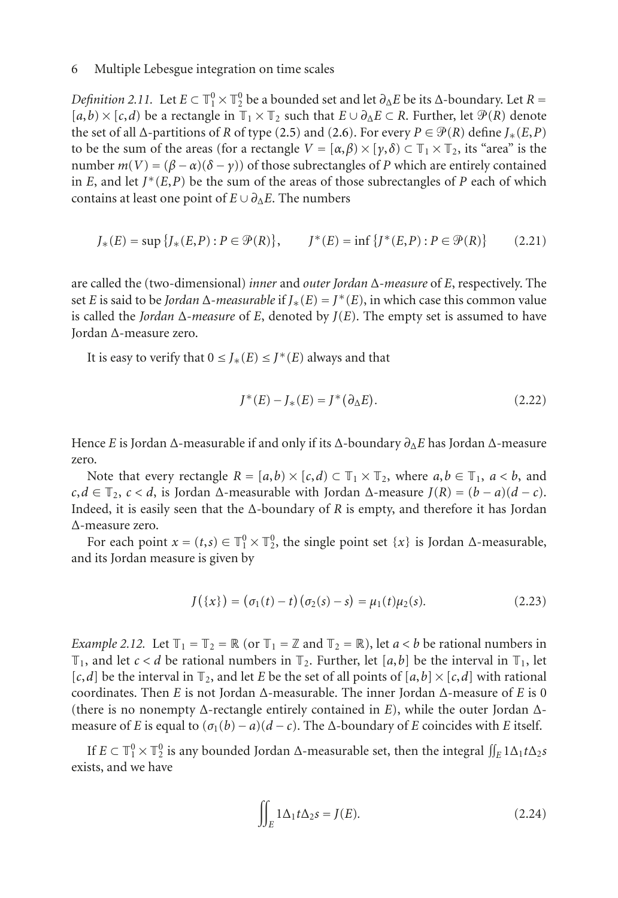*Definition 2.11.* Let $E \subset \mathbb{T}_1^0 \times \mathbb{T}_2^0$ be a bounded set and let $\partial_\Delta E$ be its $\Delta$-boundary. Let $R = [a,b) \times [c,d)$ be a rectangle in $\mathbb{T}_1 \times \mathbb{T}_2$ such that $E \cup \partial_\Delta E \subset R$. Further, let $\mathcal{P}(R)$ denote the set of all $\Delta$-partitions of $R$ of type (2.5) and (2.6). For every $P \in \mathcal{P}(R)$ define $J_*(E,P)$ to be the sum of the areas (for a rectangle $V = [\alpha,\beta) \times [\gamma,\delta) \subset \mathbb{T}_1 \times \mathbb{T}_2$, its "area" is the number $m(V) = (\beta - \alpha)(\delta - \gamma)$) of those subrectangles of $P$ which are entirely contained in $E$, and let $J^*(E,P)$ be the sum of the areas of those subrectangles of $P$ each of which contains at least one point of $E \cup \partial_\Delta E$. The numbers

$$J_*(E) = \sup\{J_*(E,P) : P \in \mathcal{P}(R)\}, \qquad J^*(E) = \inf\{J^*(E,P) : P \in \mathcal{P}(R)\} \tag{2.21}$$

are called the (two-dimensional) *inner* and *outer Jordan $\Delta$-measure* of $E$, respectively. The set $E$ is said to be *Jordan $\Delta$-measurable* if $J_*(E) = J^*(E)$, in which case this common value is called the *Jordan $\Delta$-measure* of $E$, denoted by $J(E)$. The empty set is assumed to have Jordan $\Delta$-measure zero.

It is easy to verify that $0 \le J_*(E) \le J^*(E)$ always and that

$$J^*(E) - J_*(E) = J^*(\partial_\Delta E). \tag{2.22}$$

Hence $E$ is Jordan $\Delta$-measurable if and only if its $\Delta$-boundary $\partial_\Delta E$ has Jordan $\Delta$-measure zero.

Note that every rectangle $R = [a,b) \times [c,d) \subset \mathbb{T}_1 \times \mathbb{T}_2$, where $a,b \in \mathbb{T}_1$, $a < b$, and $c,d \in \mathbb{T}_2$, $c < d$, is Jordan $\Delta$-measurable with Jordan $\Delta$-measure $J(R) = (b-a)(d-c)$. Indeed, it is easily seen that the $\Delta$-boundary of $R$ is empty, and therefore it has Jordan $\Delta$-measure zero.

For each point $x = (t,s) \in \mathbb{T}_1^0 \times \mathbb{T}_2^0$, the single point set $\{x\}$ is Jordan $\Delta$-measurable, and its Jordan measure is given by

$$J(\{x\}) = (\sigma_1(t) - t)(\sigma_2(s) - s) = \mu_1(t)\mu_2(s). \tag{2.23}$$

*Example 2.12.* Let $\mathbb{T}_1 = \mathbb{T}_2 = \mathbb{R}$ (or $\mathbb{T}_1 = \mathbb{Z}$ and $\mathbb{T}_2 = \mathbb{R}$), let $a < b$ be rational numbers in $\mathbb{T}_1$, and let $c < d$ be rational numbers in $\mathbb{T}_2$. Further, let $[a,b]$ be the interval in $\mathbb{T}_1$, let $[c,d]$ be the interval in $\mathbb{T}_2$, and let $E$ be the set of all points of $[a,b] \times [c,d]$ with rational coordinates. Then $E$ is not Jordan $\Delta$-measurable. The inner Jordan $\Delta$-measure of $E$ is 0 (there is no nonempty $\Delta$-rectangle entirely contained in $E$), while the outer Jordan $\Delta$-measure of $E$ is equal to $(\sigma_1(b) - a)(d - c)$. The $\Delta$-boundary of $E$ coincides with $E$ itself.

If $E \subset \mathbb{T}_1^0 \times \mathbb{T}_2^0$ is any bounded Jordan $\Delta$-measurable set, then the integral $\iint_E 1 \Delta_1 t \Delta_2 s$ exists, and we have

$$\iint_E 1 \Delta_1 t \Delta_2 s = J(E). \tag{2.24}$$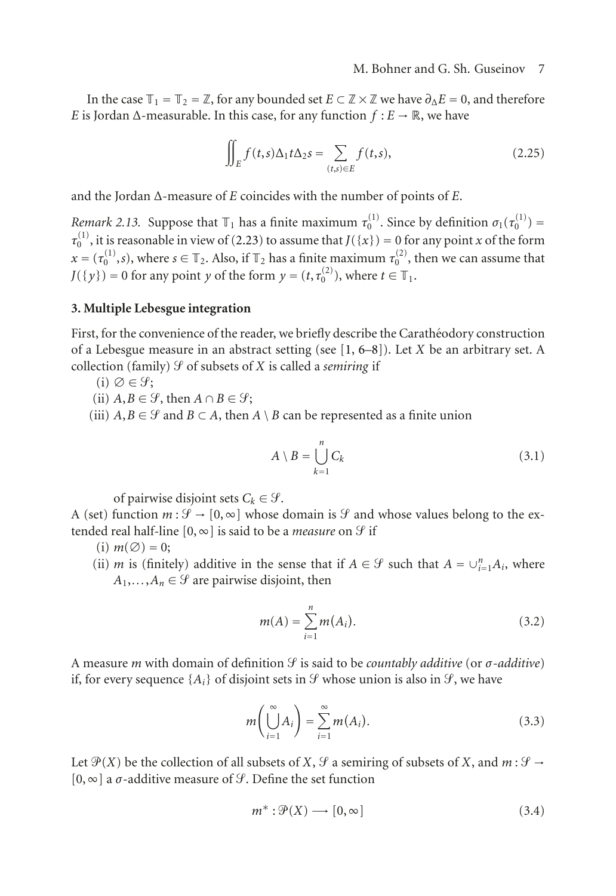In the case $\mathbb{T}_1 = \mathbb{T}_2 = \mathbb{Z}$, for any bounded set $E \subset \mathbb{Z} \times \mathbb{Z}$ we have $\partial_\Delta E = 0$, and therefore $E$ is Jordan $\Delta$-measurable. In this case, for any function $f : E \to \mathbb{R}$, we have

$$\iint_E f(t,s)\Delta_1 t \Delta_2 s = \sum_{(t,s)\in E} f(t,s), \tag{2.25}$$

and the Jordan $\Delta$-measure of $E$ coincides with the number of points of $E$.

*Remark 2.13.* Suppose that $\mathbb{T}_1$ has a finite maximum $\tau_0^{(1)}$. Since by definition $\sigma_1(\tau_0^{(1)}) = \tau_0^{(1)}$, it is reasonable in view of (2.23) to assume that $J(\{x\}) = 0$ for any point $x$ of the form $x = (\tau_0^{(1)}, s)$, where $s \in \mathbb{T}_2$. Also, if $\mathbb{T}_2$ has a finite maximum $\tau_0^{(2)}$, then we can assume that $J(\{y\}) = 0$ for any point $y$ of the form $y = (t, \tau_0^{(2)})$, where $t \in \mathbb{T}_1$.

## 3. Multiple Lebesgue integration

First, for the convenience of the reader, we briefly describe the Carathéodory construction of a Lebesgue measure in an abstract setting (see [1, 6–8]). Let $X$ be an arbitrary set. A collection (family) $\mathcal{S}$ of subsets of $X$ is called a *semiring* if

(i) $\varnothing \in \mathcal{S}$;

(ii) $A, B \in \mathcal{S}$, then $A \cap B \in \mathcal{S}$;

(iii) $A, B \in \mathcal{S}$ and $B \subset A$, then $A \setminus B$ can be represented as a finite union

$$A \setminus B = \bigcup_{k=1}^{n} C_k \tag{3.1}$$

of pairwise disjoint sets $C_k \in \mathcal{S}$.

A (set) function $m : \mathcal{S} \to [0, \infty]$ whose domain is $\mathcal{S}$ and whose values belong to the extended real half-line $[0, \infty]$ is said to be a *measure* on $\mathcal{S}$ if

(i) $m(\varnothing) = 0$;

(ii) $m$ is (finitely) additive in the sense that if $A \in \mathcal{S}$ such that $A = \cup_{i=1}^{n} A_i$, where $A_1, \ldots, A_n \in \mathcal{S}$ are pairwise disjoint, then

$$m(A) = \sum_{i=1}^{n} m(A_i). \tag{3.2}$$

A measure $m$ with domain of definition $\mathcal{S}$ is said to be *countably additive* (or *σ-additive*) if, for every sequence $\{A_i\}$ of disjoint sets in $\mathcal{S}$ whose union is also in $\mathcal{S}$, we have

$$m\left(\bigcup_{i=1}^{\infty} A_i\right) = \sum_{i=1}^{\infty} m(A_i). \tag{3.3}$$

Let $\mathcal{P}(X)$ be the collection of all subsets of $X$, $\mathcal{S}$ a semiring of subsets of $X$, and $m : \mathcal{S} \to [0, \infty]$ a $\sigma$-additive measure of $\mathcal{S}$. Define the set function

$$m^* : \mathcal{P}(X) \longrightarrow [0, \infty] \tag{3.4}$$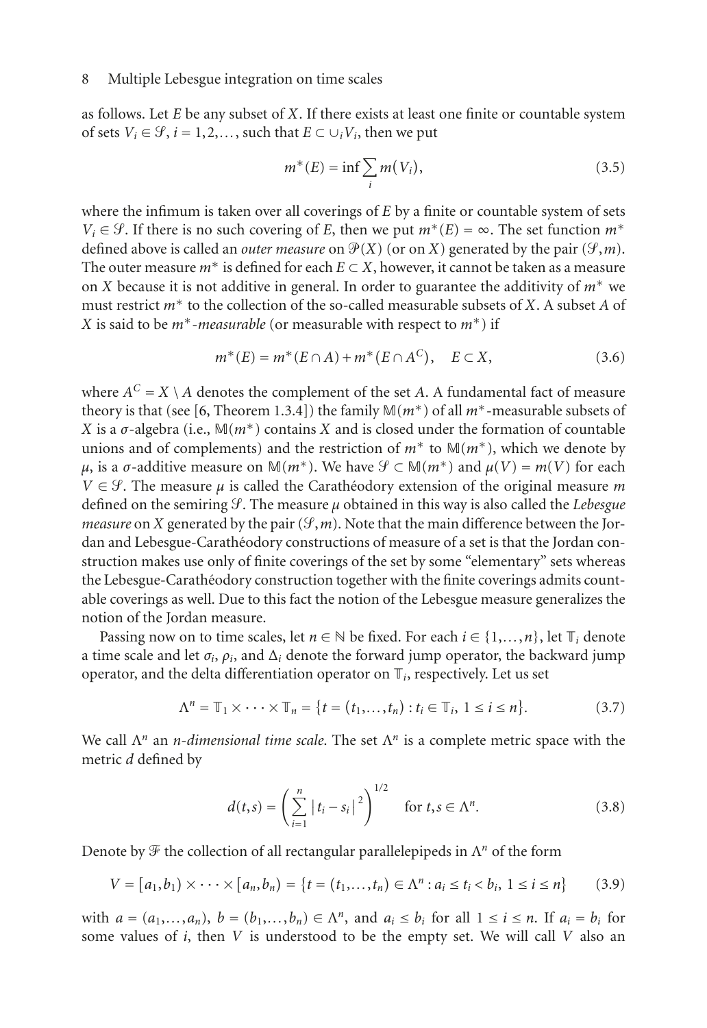as follows. Let $E$ be any subset of $X$. If there exists at least one finite or countable system of sets $V_i \in \mathcal{S}$, $i = 1, 2, \ldots$, such that $E \subset \cup_i V_i$, then we put

$$m^*(E) = \inf \sum_i m(V_i), \tag{3.5}$$

where the infimum is taken over all coverings of $E$ by a finite or countable system of sets $V_i \in \mathcal{S}$. If there is no such covering of $E$, then we put $m^*(E) = \infty$. The set function $m^*$ defined above is called an *outer measure* on $\mathcal{P}(X)$ (or on $X$) generated by the pair $(\mathcal{S}, m)$. The outer measure $m^*$ is defined for each $E \subset X$, however, it cannot be taken as a measure on $X$ because it is not additive in general. In order to guarantee the additivity of $m^*$ we must restrict $m^*$ to the collection of the so-called measurable subsets of $X$. A subset $A$ of $X$ is said to be $m^*$-*measurable* (or measurable with respect to $m^*$) if

$$m^*(E) = m^*(E \cap A) + m^*(E \cap A^C), \quad E \subset X, \tag{3.6}$$

where $A^C = X \setminus A$ denotes the complement of the set $A$. A fundamental fact of measure theory is that (see [6, Theorem 1.3.4]) the family $\mathbb{M}(m^*)$ of all $m^*$-measurable subsets of $X$ is a $\sigma$-algebra (i.e., $\mathbb{M}(m^*)$ contains $X$ and is closed under the formation of countable unions and of complements) and the restriction of $m^*$ to $\mathbb{M}(m^*)$, which we denote by $\mu$, is a $\sigma$-additive measure on $\mathbb{M}(m^*)$. We have $\mathcal{S} \subset \mathbb{M}(m^*)$ and $\mu(V) = m(V)$ for each $V \in \mathcal{S}$. The measure $\mu$ is called the Carathéodory extension of the original measure $m$ defined on the semiring $\mathcal{S}$. The measure $\mu$ obtained in this way is also called the *Lebesgue measure* on $X$ generated by the pair $(\mathcal{S}, m)$. Note that the main difference between the Jordan and Lebesgue-Carathéodory constructions of measure of a set is that the Jordan construction makes use only of finite coverings of the set by some "elementary" sets whereas the Lebesgue-Carathéodory construction together with the finite coverings admits countable coverings as well. Due to this fact the notion of the Lebesgue measure generalizes the notion of the Jordan measure.

Passing now on to time scales, let $n \in \mathbb{N}$ be fixed. For each $i \in \{1, \ldots, n\}$, let $\mathbb{T}_i$ denote a time scale and let $\sigma_i$, $\rho_i$, and $\Delta_i$ denote the forward jump operator, the backward jump operator, and the delta differentiation operator on $\mathbb{T}_i$, respectively. Let us set

$$\Lambda^n = \mathbb{T}_1 \times \cdots \times \mathbb{T}_n = \{t = (t_1, \ldots, t_n) : t_i \in \mathbb{T}_i,\ 1 \le i \le n\}. \tag{3.7}$$

We call $\Lambda^n$ an *n-dimensional time scale*. The set $\Lambda^n$ is a complete metric space with the metric $d$ defined by

$$d(t, s) = \left( \sum_{i=1}^{n} |t_i - s_i|^2 \right)^{1/2} \quad \text{for } t, s \in \Lambda^n. \tag{3.8}$$

Denote by $\mathcal{F}$ the collection of all rectangular parallelepipeds in $\Lambda^n$ of the form

$$V = [a_1, b_1) \times \cdots \times [a_n, b_n) = \{t = (t_1, \ldots, t_n) \in \Lambda^n : a_i \le t_i < b_i,\ 1 \le i \le n\} \tag{3.9}$$

with $a = (a_1, \ldots, a_n)$, $b = (b_1, \ldots, b_n) \in \Lambda^n$, and $a_i \le b_i$ for all $1 \le i \le n$. If $a_i = b_i$ for some values of $i$, then $V$ is understood to be the empty set. We will call $V$ also an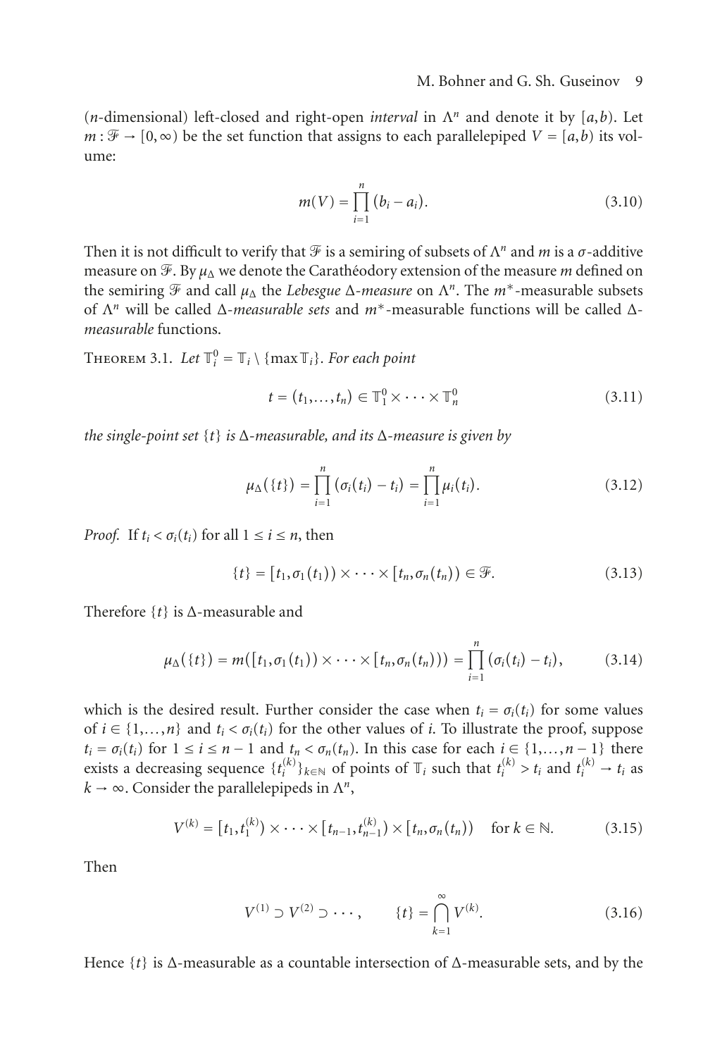($n$-dimensional) left-closed and right-open *interval* in $\Lambda^n$ and denote it by $[a,b)$. Let $m : \mathcal{F} \to [0,\infty)$ be the set function that assigns to each parallelepiped $V = [a,b)$ its volume:

$$m(V) = \prod_{i=1}^{n} (b_i - a_i). \tag{3.10}$$

Then it is not difficult to verify that $\mathcal{F}$ is a semiring of subsets of $\Lambda^n$ and $m$ is a $\sigma$-additive measure on $\mathcal{F}$. By $\mu_\Delta$ we denote the Carathéodory extension of the measure $m$ defined on the semiring $\mathcal{F}$ and call $\mu_\Delta$ the *Lebesgue* $\Delta$-*measure* on $\Lambda^n$. The $m^*$-measurable subsets of $\Lambda^n$ will be called $\Delta$-*measurable sets* and $m^*$-measurable functions will be called $\Delta$-*measurable* functions.

Theorem 3.1. *Let* $\mathbb{T}_i^0 = \mathbb{T}_i \setminus \{\max \mathbb{T}_i\}$. *For each point*

$$t = (t_1,\dots,t_n) \in \mathbb{T}_1^0 \times \cdots \times \mathbb{T}_n^0 \tag{3.11}$$

*the single-point set* $\{t\}$ *is* $\Delta$-*measurable, and its* $\Delta$-*measure is given by*

$$\mu_\Delta(\{t\}) = \prod_{i=1}^{n} (\sigma_i(t_i) - t_i) = \prod_{i=1}^{n} \mu_i(t_i). \tag{3.12}$$

*Proof.* If $t_i < \sigma_i(t_i)$ for all $1 \le i \le n$, then

$$\{t\} = [t_1, \sigma_1(t_1)) \times \cdots \times [t_n, \sigma_n(t_n)) \in \mathcal{F}. \tag{3.13}$$

Therefore $\{t\}$ is $\Delta$-measurable and

$$\mu_\Delta(\{t\}) = m([t_1,\sigma_1(t_1)) \times \cdots \times [t_n,\sigma_n(t_n))) = \prod_{i=1}^{n} (\sigma_i(t_i) - t_i), \tag{3.14}$$

which is the desired result. Further consider the case when $t_i = \sigma_i(t_i)$ for some values of $i \in \{1,\dots,n\}$ and $t_i < \sigma_i(t_i)$ for the other values of $i$. To illustrate the proof, suppose $t_i = \sigma_i(t_i)$ for $1 \le i \le n-1$ and $t_n < \sigma_n(t_n)$. In this case for each $i \in \{1,\dots,n-1\}$ there exists a decreasing sequence $\{t_i^{(k)}\}_{k\in\mathbb{N}}$ of points of $\mathbb{T}_i$ such that $t_i^{(k)} > t_i$ and $t_i^{(k)} \to t_i$ as $k \to \infty$. Consider the parallelepipeds in $\Lambda^n$,

$$V^{(k)} = [t_1, t_1^{(k)}) \times \cdots \times [t_{n-1}, t_{n-1}^{(k)}) \times [t_n, \sigma_n(t_n)) \quad \text{for } k \in \mathbb{N}. \tag{3.15}$$

Then

$$V^{(1)} \supset V^{(2)} \supset \cdots, \qquad \{t\} = \bigcap_{k=1}^{\infty} V^{(k)}. \tag{3.16}$$

Hence $\{t\}$ is $\Delta$-measurable as a countable intersection of $\Delta$-measurable sets, and by the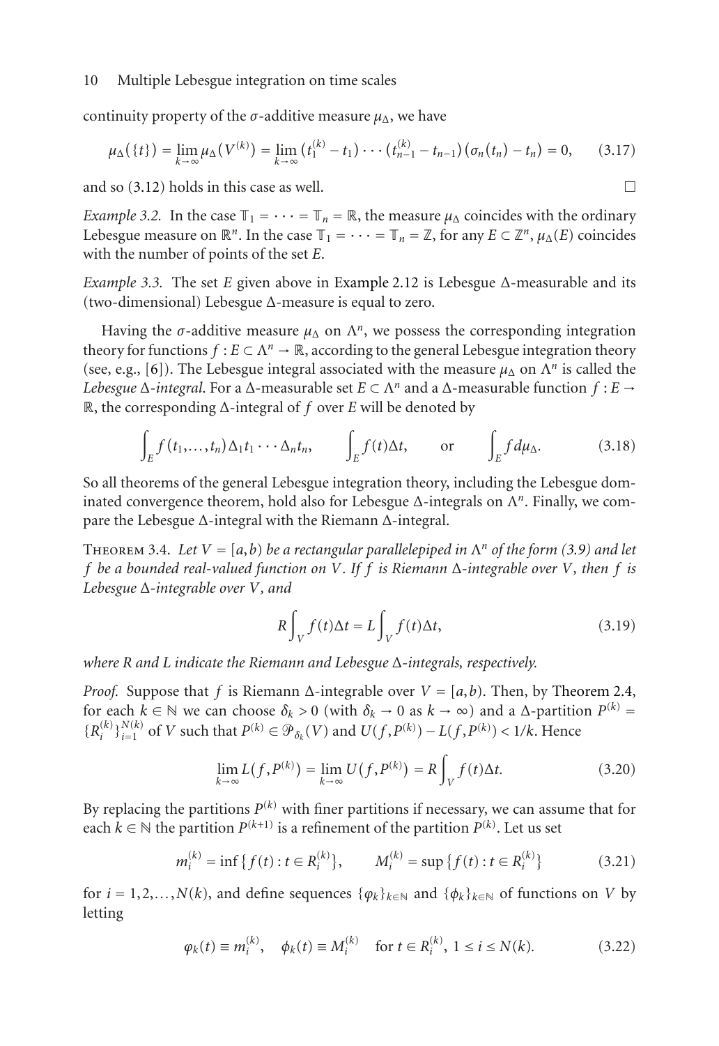continuity property of the $\sigma$-additive measure $\mu_\Delta$, we have

$$\mu_\Delta(\{t\}) = \lim_{k\to\infty} \mu_\Delta(V^{(k)}) = \lim_{k\to\infty} (t_1^{(k)} - t_1)\cdots(t_{n-1}^{(k)} - t_{n-1})(\sigma_n(t_n) - t_n) = 0, \tag{3.17}$$

and so (3.12) holds in this case as well. □

*Example 3.2.* In the case $\mathbb{T}_1 = \cdots = \mathbb{T}_n = \mathbb{R}$, the measure $\mu_\Delta$ coincides with the ordinary Lebesgue measure on $\mathbb{R}^n$. In the case $\mathbb{T}_1 = \cdots = \mathbb{T}_n = \mathbb{Z}$, for any $E \subset \mathbb{Z}^n$, $\mu_\Delta(E)$ coincides with the number of points of the set $E$.

*Example 3.3.* The set $E$ given above in Example 2.12 is Lebesgue $\Delta$-measurable and its (two-dimensional) Lebesgue $\Delta$-measure is equal to zero.

Having the $\sigma$-additive measure $\mu_\Delta$ on $\Lambda^n$, we possess the corresponding integration theory for functions $f : E \subset \Lambda^n \to \mathbb{R}$, according to the general Lebesgue integration theory (see, e.g., [6]). The Lebesgue integral associated with the measure $\mu_\Delta$ on $\Lambda^n$ is called the *Lebesgue $\Delta$-integral*. For a $\Delta$-measurable set $E \subset \Lambda^n$ and a $\Delta$-measurable function $f : E \to \mathbb{R}$, the corresponding $\Delta$-integral of $f$ over $E$ will be denoted by

$$\int_E f(t_1,\dots,t_n)\Delta_1 t_1 \cdots \Delta_n t_n, \qquad \int_E f(t)\Delta t, \qquad \text{or} \qquad \int_E f\, d\mu_\Delta. \tag{3.18}$$

So all theorems of the general Lebesgue integration theory, including the Lebesgue dominated convergence theorem, hold also for Lebesgue $\Delta$-integrals on $\Lambda^n$. Finally, we compare the Lebesgue $\Delta$-integral with the Riemann $\Delta$-integral.

Theorem 3.4. *Let $V = [a,b)$ be a rectangular parallelepiped in $\Lambda^n$ of the form (3.9) and let $f$ be a bounded real-valued function on $V$. If $f$ is Riemann $\Delta$-integrable over $V$, then $f$ is Lebesgue $\Delta$-integrable over $V$, and*

$$R\int_V f(t)\Delta t = L\int_V f(t)\Delta t, \tag{3.19}$$

*where $R$ and $L$ indicate the Riemann and Lebesgue $\Delta$-integrals, respectively.*

*Proof.* Suppose that $f$ is Riemann $\Delta$-integrable over $V = [a,b)$. Then, by Theorem 2.4, for each $k \in \mathbb{N}$ we can choose $\delta_k > 0$ (with $\delta_k \to 0$ as $k \to \infty$) and a $\Delta$-partition $P^{(k)} = \{R_i^{(k)}\}_{i=1}^{N(k)}$ of $V$ such that $P^{(k)} \in \mathcal{P}_{\delta_k}(V)$ and $U(f,P^{(k)}) - L(f,P^{(k)}) < 1/k$. Hence

$$\lim_{k\to\infty} L(f,P^{(k)}) = \lim_{k\to\infty} U(f,P^{(k)}) = R\int_V f(t)\Delta t. \tag{3.20}$$

By replacing the partitions $P^{(k)}$ with finer partitions if necessary, we can assume that for each $k \in \mathbb{N}$ the partition $P^{(k+1)}$ is a refinement of the partition $P^{(k)}$. Let us set

$$m_i^{(k)} = \inf\{f(t) : t \in R_i^{(k)}\}, \qquad M_i^{(k)} = \sup\{f(t) : t \in R_i^{(k)}\} \tag{3.21}$$

for $i = 1,2,\dots,N(k)$, and define sequences $\{\varphi_k\}_{k\in\mathbb{N}}$ and $\{\phi_k\}_{k\in\mathbb{N}}$ of functions on $V$ by letting

$$\varphi_k(t) \equiv m_i^{(k)}, \quad \phi_k(t) \equiv M_i^{(k)} \quad \text{for } t \in R_i^{(k)},\ 1 \le i \le N(k). \tag{3.22}$$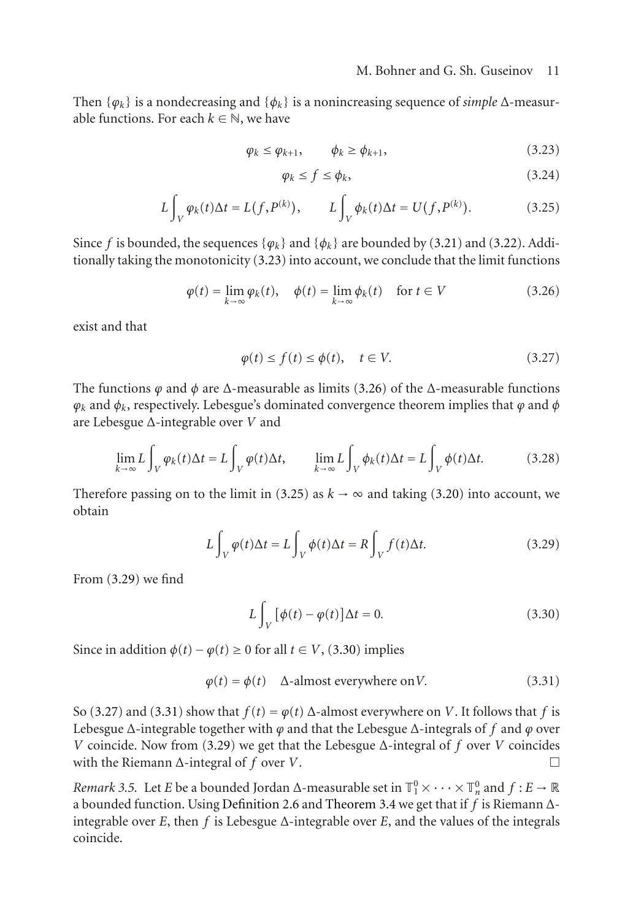Then $\{\varphi_k\}$ is a nondecreasing and $\{\phi_k\}$ is a nonincreasing sequence of *simple* $\Delta$-measurable functions. For each $k \in \mathbb{N}$, we have

$$\varphi_k \leq \varphi_{k+1}, \qquad \phi_k \geq \phi_{k+1}, \tag{3.23}$$

$$\varphi_k \leq f \leq \phi_k, \tag{3.24}$$

$$L\int_V \varphi_k(t)\Delta t = L(f, P^{(k)}), \qquad L\int_V \phi_k(t)\Delta t = U(f, P^{(k)}). \tag{3.25}$$

Since $f$ is bounded, the sequences $\{\varphi_k\}$ and $\{\phi_k\}$ are bounded by (3.21) and (3.22). Additionally taking the monotonicity (3.23) into account, we conclude that the limit functions

$$\varphi(t) = \lim_{k\to\infty} \varphi_k(t), \quad \phi(t) = \lim_{k\to\infty} \phi_k(t) \quad \text{for } t \in V \tag{3.26}$$

exist and that

$$\varphi(t) \leq f(t) \leq \phi(t), \quad t \in V. \tag{3.27}$$

The functions $\varphi$ and $\phi$ are $\Delta$-measurable as limits (3.26) of the $\Delta$-measurable functions $\varphi_k$ and $\phi_k$, respectively. Lebesgue's dominated convergence theorem implies that $\varphi$ and $\phi$ are Lebesgue $\Delta$-integrable over $V$ and

$$\lim_{k\to\infty} L\int_V \varphi_k(t)\Delta t = L\int_V \varphi(t)\Delta t, \qquad \lim_{k\to\infty} L\int_V \phi_k(t)\Delta t = L\int_V \phi(t)\Delta t. \tag{3.28}$$

Therefore passing on to the limit in (3.25) as $k \to \infty$ and taking (3.20) into account, we obtain

$$L\int_V \varphi(t)\Delta t = L\int_V \phi(t)\Delta t = R\int_V f(t)\Delta t. \tag{3.29}$$

From (3.29) we find

$$L\int_V [\phi(t) - \varphi(t)]\Delta t = 0. \tag{3.30}$$

Since in addition $\phi(t) - \varphi(t) \geq 0$ for all $t \in V$, (3.30) implies

$$\varphi(t) = \phi(t) \quad \Delta\text{-almost everywhere on} V. \tag{3.31}$$

So (3.27) and (3.31) show that $f(t) = \varphi(t)$ $\Delta$-almost everywhere on $V$. It follows that $f$ is Lebesgue $\Delta$-integrable together with $\varphi$ and that the Lebesgue $\Delta$-integrals of $f$ and $\varphi$ over $V$ coincide. Now from (3.29) we get that the Lebesgue $\Delta$-integral of $f$ over $V$ coincides with the Riemann $\Delta$-integral of $f$ over $V$. □

*Remark 3.5.* Let $E$ be a bounded Jordan $\Delta$-measurable set in $\mathbb{T}_1^0 \times \cdots \times \mathbb{T}_n^0$ and $f : E \to \mathbb{R}$ a bounded function. Using Definition 2.6 and Theorem 3.4 we get that if $f$ is Riemann $\Delta$-integrable over $E$, then $f$ is Lebesgue $\Delta$-integrable over $E$, and the values of the integrals coincide.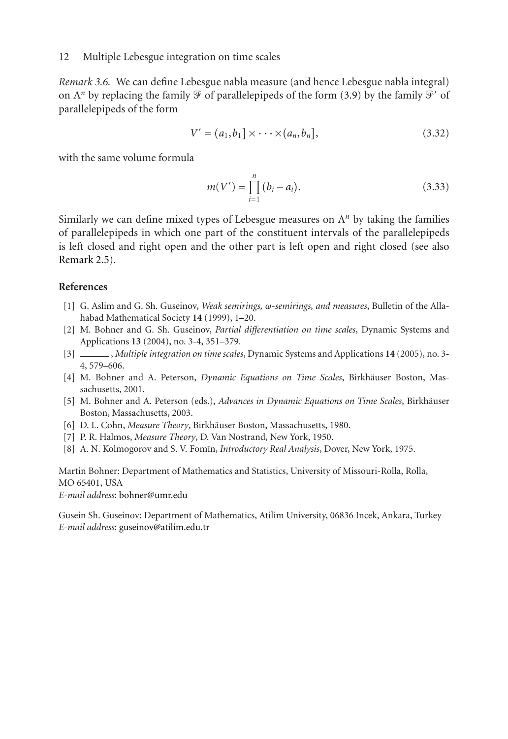*Remark 3.6.* We can define Lebesgue nabla measure (and hence Lebesgue nabla integral) on $\Lambda^n$ by replacing the family $\mathscr{F}$ of parallelepipeds of the form (3.9) by the family $\mathscr{F}'$ of parallelepipeds of the form

$$V' = (a_1, b_1] \times \cdots \times (a_n, b_n], \tag{3.32}$$

with the same volume formula

$$m(V') = \prod_{i=1}^{n} (b_i - a_i). \tag{3.33}$$

Similarly we can define mixed types of Lebesgue measures on $\Lambda^n$ by taking the families of parallelepipeds in which one part of the constituent intervals of the parallelepipeds is left closed and right open and the other part is left open and right closed (see also Remark 2.5).

## References

[1] G. Aslim and G. Sh. Guseinov, *Weak semirings, ω-semirings, and measures*, Bulletin of the Allahabad Mathematical Society **14** (1999), 1–20.

[2] M. Bohner and G. Sh. Guseinov, *Partial differentiation on time scales*, Dynamic Systems and Applications **13** (2004), no. 3-4, 351–379.

[3] ______, *Multiple integration on time scales*, Dynamic Systems and Applications **14** (2005), no. 3-4, 579–606.

[4] M. Bohner and A. Peterson, *Dynamic Equations on Time Scales*, Birkhäuser Boston, Massachusetts, 2001.

[5] M. Bohner and A. Peterson (eds.), *Advances in Dynamic Equations on Time Scales*, Birkhäuser Boston, Massachusetts, 2003.

[6] D. L. Cohn, *Measure Theory*, Birkhäuser Boston, Massachusetts, 1980.

[7] P. R. Halmos, *Measure Theory*, D. Van Nostrand, New York, 1950.

[8] A. N. Kolmogorov and S. V. Fomīn, *Introductory Real Analysis*, Dover, New York, 1975.

Martin Bohner: Department of Mathematics and Statistics, University of Missouri-Rolla, Rolla, MO 65401, USA
*E-mail address*: bohner@umr.edu

Gusein Sh. Guseinov: Department of Mathematics, Atilim University, 06836 Incek, Ankara, Turkey
*E-mail address*: guseinov@atilim.edu.tr